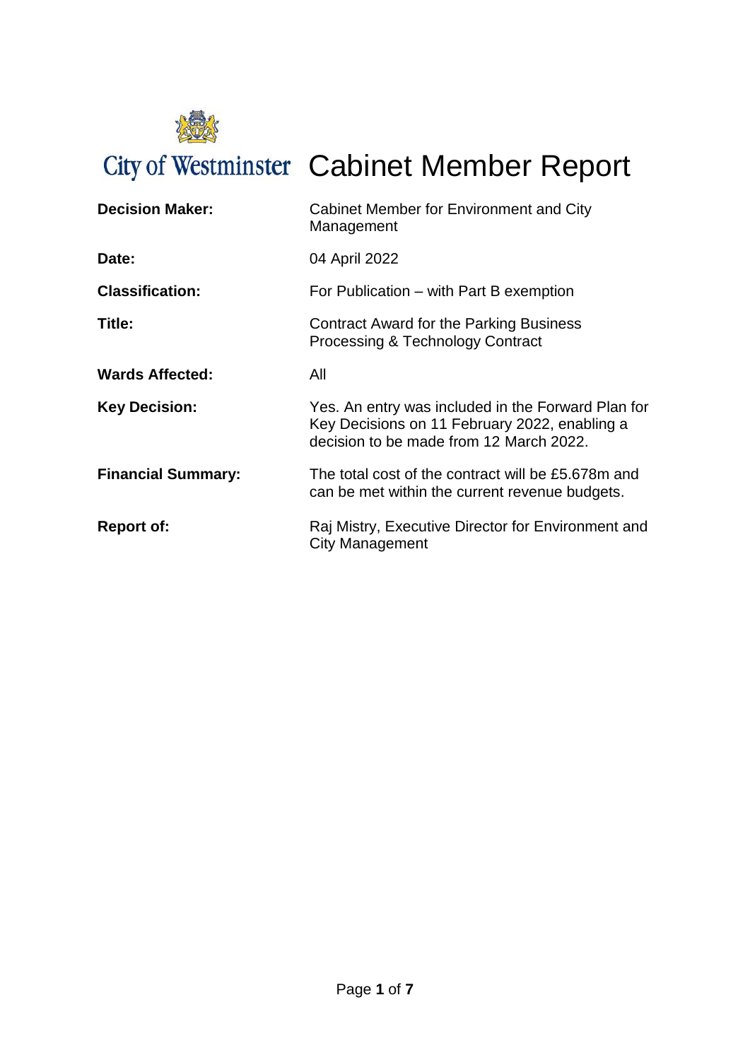City of Westminster

# Cabinet Member Report

| | |
|---|---|
| **Decision Maker:** | Cabinet Member for Environment and City Management |
| **Date:** | 04 April 2022 |
| **Classification:** | For Publication – with Part B exemption |
| **Title:** | Contract Award for the Parking Business Processing & Technology Contract |
| **Wards Affected:** | All |
| **Key Decision:** | Yes. An entry was included in the Forward Plan for Key Decisions on 11 February 2022, enabling a decision to be made from 12 March 2022. |
| **Financial Summary:** | The total cost of the contract will be £5.678m and can be met within the current revenue budgets. |
| **Report of:** | Raj Mistry, Executive Director for Environment and City Management |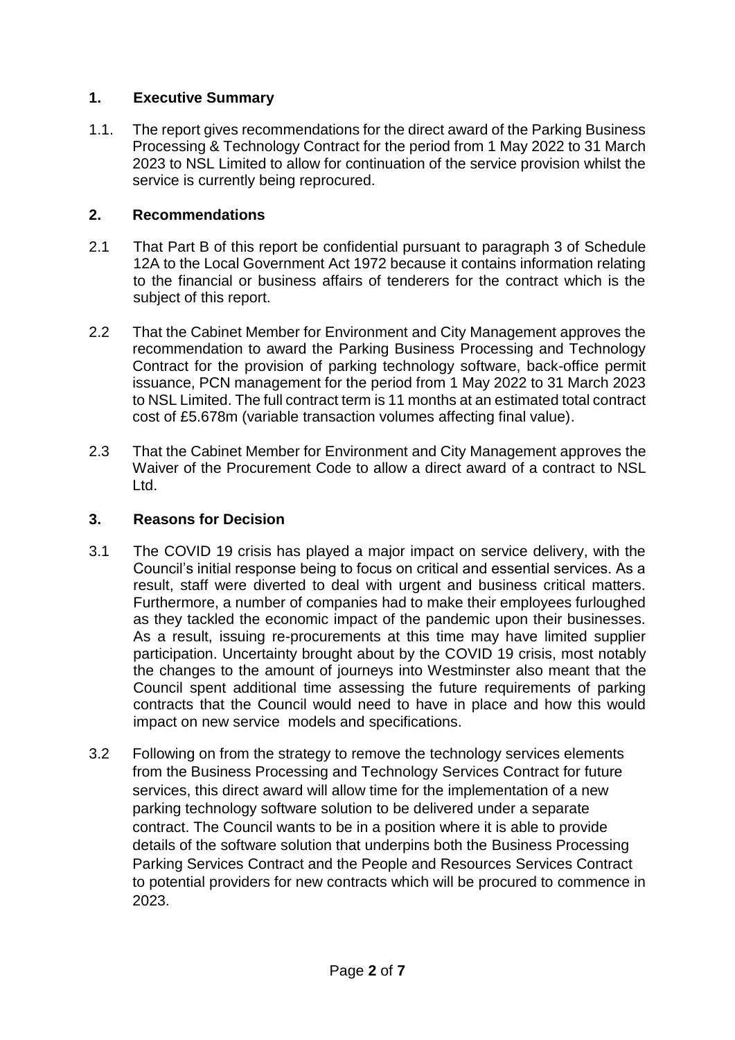## 1. Executive Summary

1.1. The report gives recommendations for the direct award of the Parking Business Processing & Technology Contract for the period from 1 May 2022 to 31 March 2023 to NSL Limited to allow for continuation of the service provision whilst the service is currently being reprocured.

## 2. Recommendations

2.1 That Part B of this report be confidential pursuant to paragraph 3 of Schedule 12A to the Local Government Act 1972 because it contains information relating to the financial or business affairs of tenderers for the contract which is the subject of this report.

2.2 That the Cabinet Member for Environment and City Management approves the recommendation to award the Parking Business Processing and Technology Contract for the provision of parking technology software, back-office permit issuance, PCN management for the period from 1 May 2022 to 31 March 2023 to NSL Limited. The full contract term is 11 months at an estimated total contract cost of £5.678m (variable transaction volumes affecting final value).

2.3 That the Cabinet Member for Environment and City Management approves the Waiver of the Procurement Code to allow a direct award of a contract to NSL Ltd.

## 3. Reasons for Decision

3.1 The COVID 19 crisis has played a major impact on service delivery, with the Council's initial response being to focus on critical and essential services. As a result, staff were diverted to deal with urgent and business critical matters. Furthermore, a number of companies had to make their employees furloughed as they tackled the economic impact of the pandemic upon their businesses. As a result, issuing re-procurements at this time may have limited supplier participation. Uncertainty brought about by the COVID 19 crisis, most notably the changes to the amount of journeys into Westminster also meant that the Council spent additional time assessing the future requirements of parking contracts that the Council would need to have in place and how this would impact on new service models and specifications.

3.2 Following on from the strategy to remove the technology services elements from the Business Processing and Technology Services Contract for future services, this direct award will allow time for the implementation of a new parking technology software solution to be delivered under a separate contract. The Council wants to be in a position where it is able to provide details of the software solution that underpins both the Business Processing Parking Services Contract and the People and Resources Services Contract to potential providers for new contracts which will be procured to commence in 2023.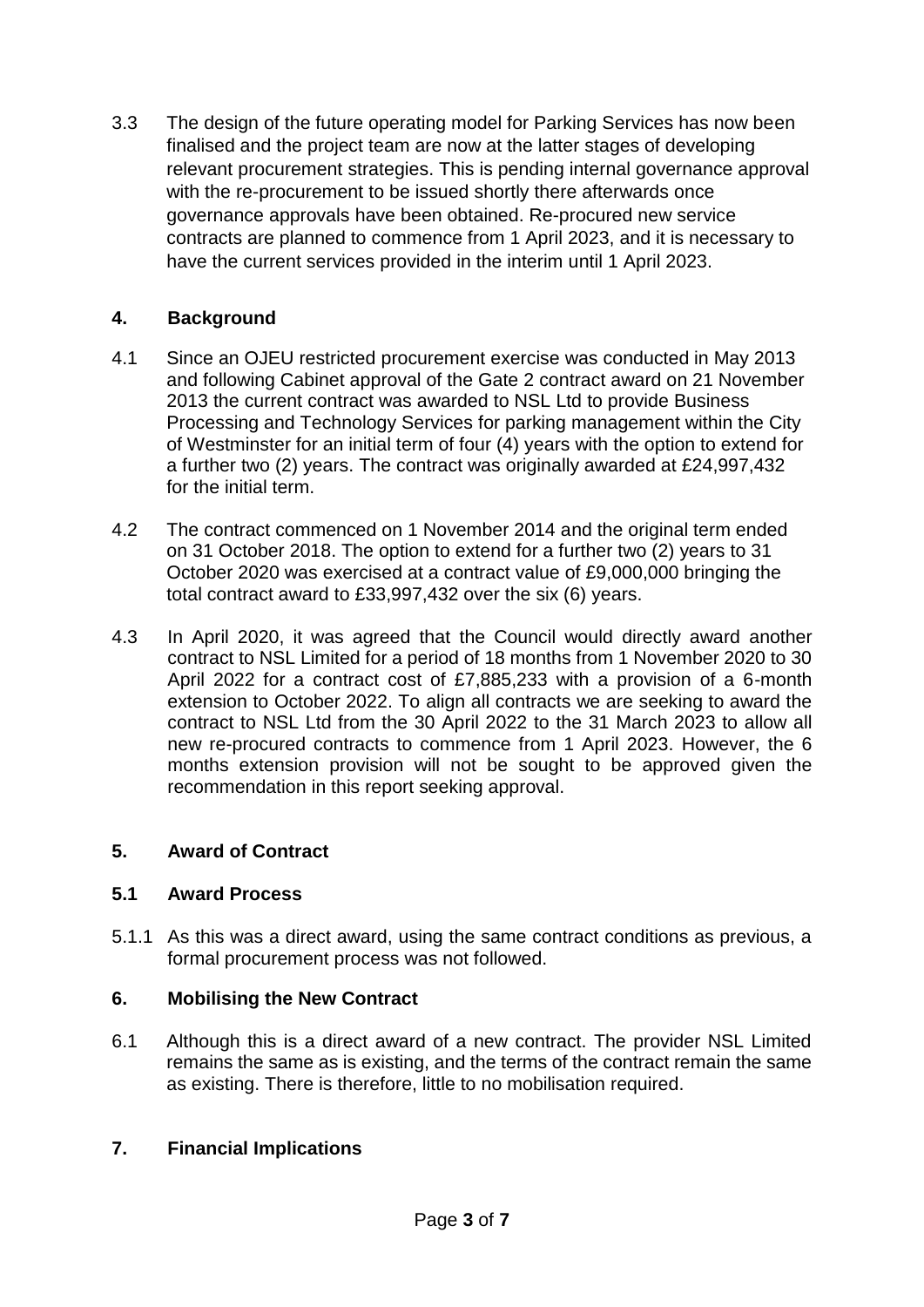3.3 The design of the future operating model for Parking Services has now been finalised and the project team are now at the latter stages of developing relevant procurement strategies. This is pending internal governance approval with the re-procurement to be issued shortly there afterwards once governance approvals have been obtained. Re-procured new service contracts are planned to commence from 1 April 2023, and it is necessary to have the current services provided in the interim until 1 April 2023.

## 4. Background

4.1 Since an OJEU restricted procurement exercise was conducted in May 2013 and following Cabinet approval of the Gate 2 contract award on 21 November 2013 the current contract was awarded to NSL Ltd to provide Business Processing and Technology Services for parking management within the City of Westminster for an initial term of four (4) years with the option to extend for a further two (2) years. The contract was originally awarded at £24,997,432 for the initial term.

4.2 The contract commenced on 1 November 2014 and the original term ended on 31 October 2018. The option to extend for a further two (2) years to 31 October 2020 was exercised at a contract value of £9,000,000 bringing the total contract award to £33,997,432 over the six (6) years.

4.3 In April 2020, it was agreed that the Council would directly award another contract to NSL Limited for a period of 18 months from 1 November 2020 to 30 April 2022 for a contract cost of £7,885,233 with a provision of a 6-month extension to October 2022. To align all contracts we are seeking to award the contract to NSL Ltd from the 30 April 2022 to the 31 March 2023 to allow all new re-procured contracts to commence from 1 April 2023. However, the 6 months extension provision will not be sought to be approved given the recommendation in this report seeking approval.

## 5. Award of Contract

### 5.1 Award Process

5.1.1 As this was a direct award, using the same contract conditions as previous, a formal procurement process was not followed.

## 6. Mobilising the New Contract

6.1 Although this is a direct award of a new contract. The provider NSL Limited remains the same as is existing, and the terms of the contract remain the same as existing. There is therefore, little to no mobilisation required.

## 7. Financial Implications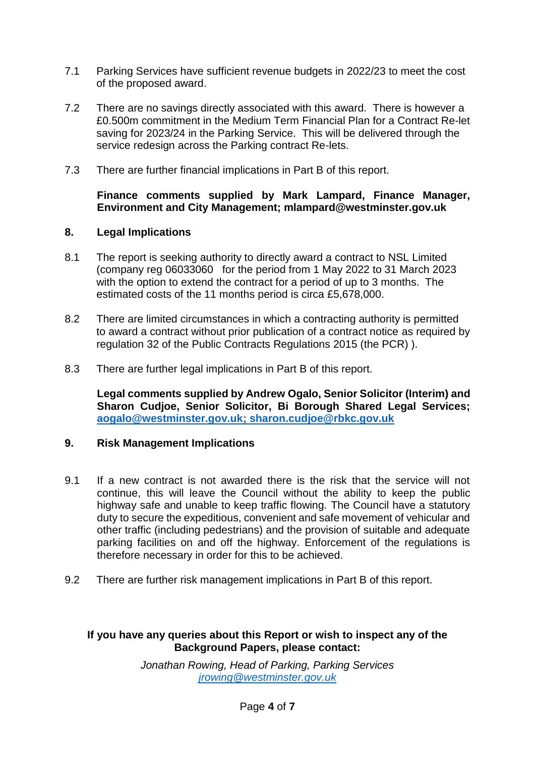7.1 Parking Services have sufficient revenue budgets in 2022/23 to meet the cost of the proposed award.

7.2 There are no savings directly associated with this award. There is however a £0.500m commitment in the Medium Term Financial Plan for a Contract Re-let saving for 2023/24 in the Parking Service. This will be delivered through the service redesign across the Parking contract Re-lets.

7.3 There are further financial implications in Part B of this report.

**Finance comments supplied by Mark Lampard, Finance Manager, Environment and City Management; mlampard@westminster.gov.uk**

## 8. Legal Implications

8.1 The report is seeking authority to directly award a contract to NSL Limited (company reg 06033060 for the period from 1 May 2022 to 31 March 2023 with the option to extend the contract for a period of up to 3 months. The estimated costs of the 11 months period is circa £5,678,000.

8.2 There are limited circumstances in which a contracting authority is permitted to award a contract without prior publication of a contract notice as required by regulation 32 of the Public Contracts Regulations 2015 (the PCR) ).

8.3 There are further legal implications in Part B of this report.

**Legal comments supplied by Andrew Ogalo, Senior Solicitor (Interim) and Sharon Cudjoe, Senior Solicitor, Bi Borough Shared Legal Services; aogalo@westminster.gov.uk; sharon.cudjoe@rbkc.gov.uk**

## 9. Risk Management Implications

9.1 If a new contract is not awarded there is the risk that the service will not continue, this will leave the Council without the ability to keep the public highway safe and unable to keep traffic flowing. The Council have a statutory duty to secure the expeditious, convenient and safe movement of vehicular and other traffic (including pedestrians) and the provision of suitable and adequate parking facilities on and off the highway. Enforcement of the regulations is therefore necessary in order for this to be achieved.

9.2 There are further risk management implications in Part B of this report.

**If you have any queries about this Report or wish to inspect any of the Background Papers, please contact:**

*Jonathan Rowing, Head of Parking, Parking Services*
*jrowing@westminster.gov.uk*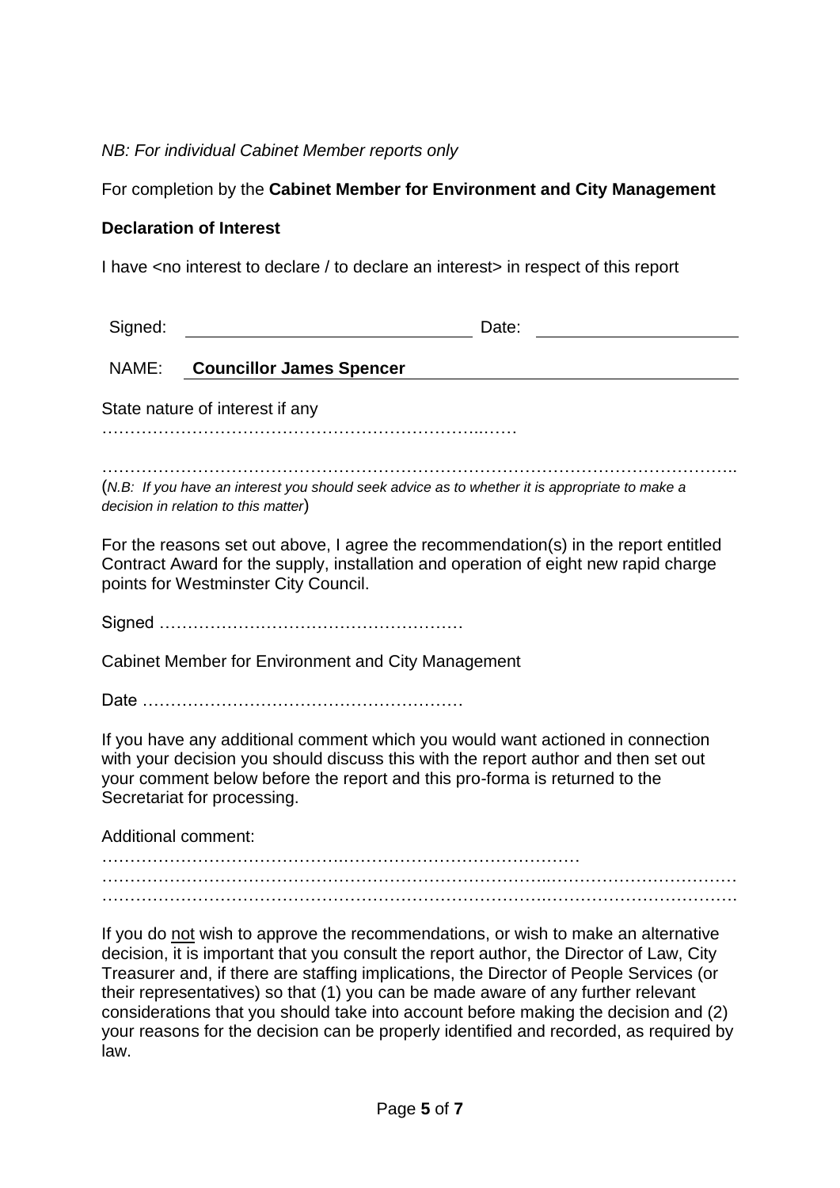*NB: For individual Cabinet Member reports only*

For completion by the **Cabinet Member for Environment and City Management**

**Declaration of Interest**

I have <no interest to declare / to declare an interest> in respect of this report

| Signed: | | Date: | |
|---|---|---|---|
| NAME: | **Councillor James Spencer** | | |

State nature of interest if any …………………………………………………………..……

…………………………………………………………………………………………………..

(*N.B: If you have an interest you should seek advice as to whether it is appropriate to make a decision in relation to this matter*)

For the reasons set out above, I agree the recommendation(s) in the report entitled Contract Award for the supply, installation and operation of eight new rapid charge points for Westminster City Council.

Signed ………………………………………………

Cabinet Member for Environment and City Management

Date …………………………………………………

If you have any additional comment which you would want actioned in connection with your decision you should discuss this with the report author and then set out your comment below before the report and this pro-forma is returned to the Secretariat for processing.

Additional comment: …………………………………….…………………….……………

…………………………………………………………………...……………………………

…………………………………………………………………….……………………………

If you do <u>not</u> wish to approve the recommendations, or wish to make an alternative decision, it is important that you consult the report author, the Director of Law, City Treasurer and, if there are staffing implications, the Director of People Services (or their representatives) so that (1) you can be made aware of any further relevant considerations that you should take into account before making the decision and (2) your reasons for the decision can be properly identified and recorded, as required by law.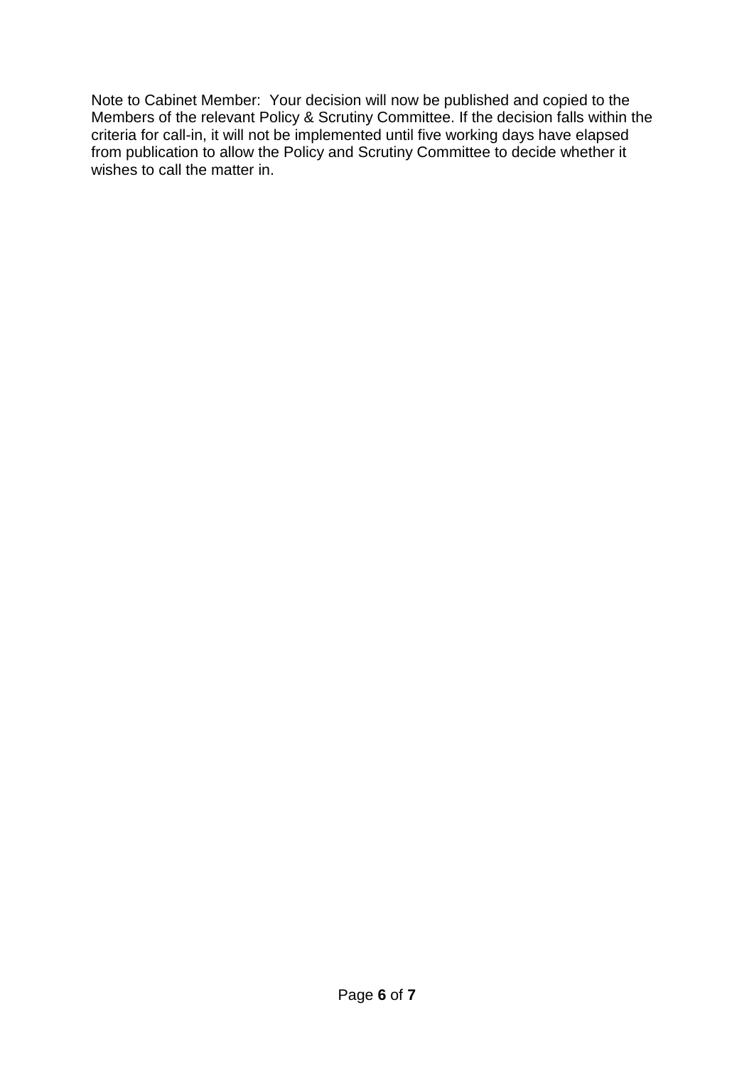Note to Cabinet Member: Your decision will now be published and copied to the Members of the relevant Policy & Scrutiny Committee. If the decision falls within the criteria for call-in, it will not be implemented until five working days have elapsed from publication to allow the Policy and Scrutiny Committee to decide whether it wishes to call the matter in.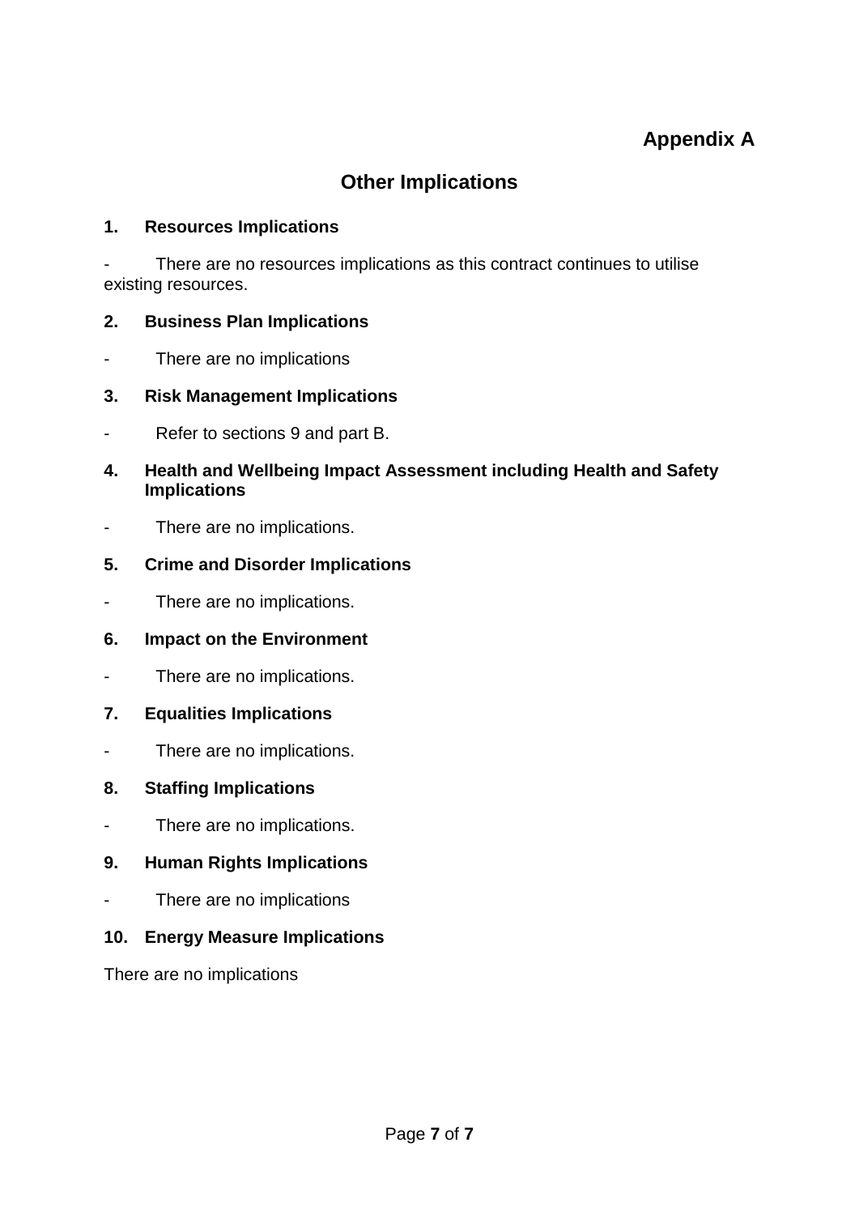**Appendix A**

## Other Implications

### 1. Resources Implications

- There are no resources implications as this contract continues to utilise existing resources.

### 2. Business Plan Implications

- There are no implications

### 3. Risk Management Implications

- Refer to sections 9 and part B.

### 4. Health and Wellbeing Impact Assessment including Health and Safety Implications

- There are no implications.

### 5. Crime and Disorder Implications

- There are no implications.

### 6. Impact on the Environment

- There are no implications.

### 7. Equalities Implications

- There are no implications.

### 8. Staffing Implications

- There are no implications.

### 9. Human Rights Implications

- There are no implications

### 10. Energy Measure Implications

There are no implications